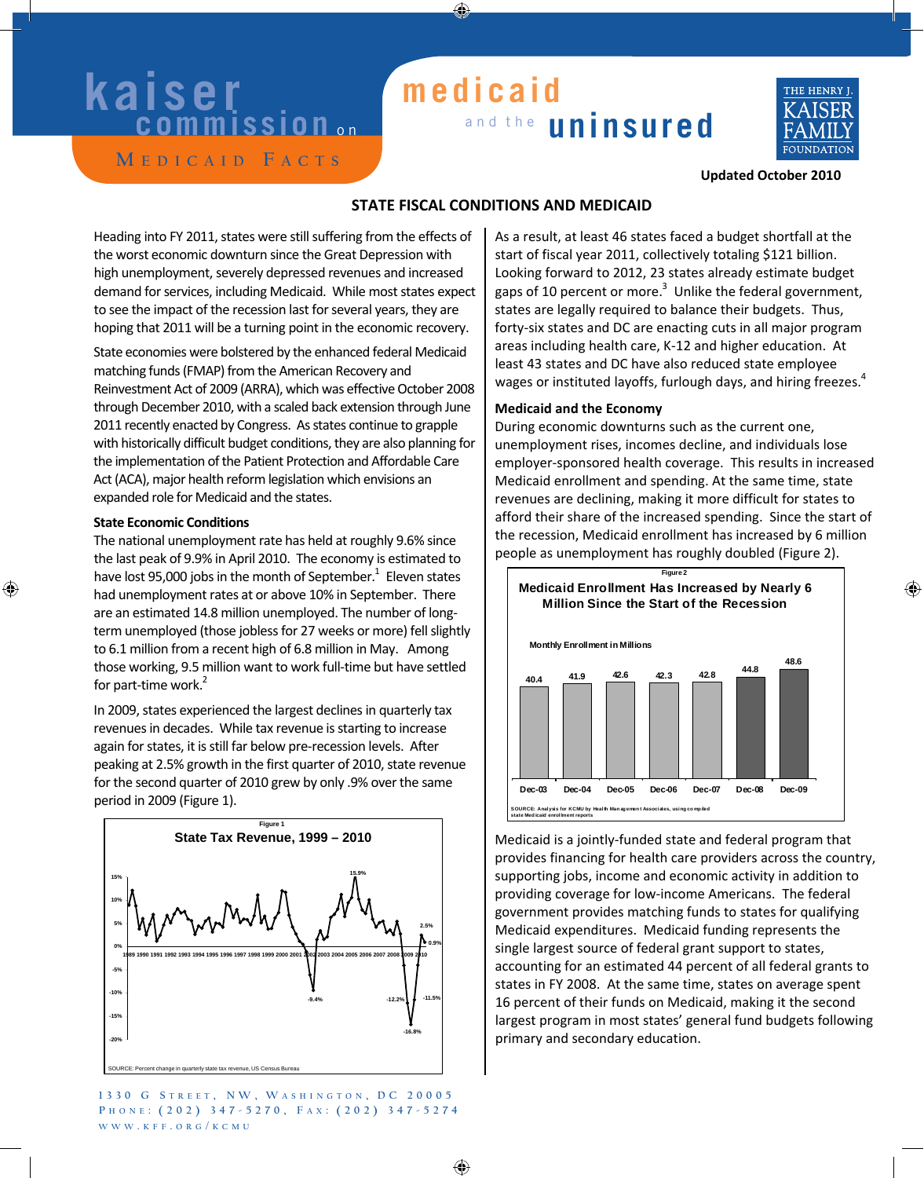kaiser commission on medicaid and the uninsured

MEDICAID FACTS

Updated October 2010

## STATE FISCAL CONDITIONS AND MEDICAID

Heading into FY 2011, states were still suffering from the effects of the worst economic downturn since the Great Depression with high unemployment, severely depressed revenues and increased demand for services, including Medicaid. While most states expect to see the impact of the recession last for several years, they are hoping that 2011 will be a turning point in the economic recovery.

State economies were bolstered by the enhanced federal Medicaid matching funds (FMAP) from the American Recovery and Reinvestment Act of 2009 (ARRA), which was effective October 2008 through December 2010, with a scaled back extension through June 2011 recently enacted by Congress. As states continue to grapple with historically difficult budget conditions, they are also planning for the implementation of the Patient Protection and Affordable Care Act (ACA), major health reform legislation which envisions an expanded role for Medicaid and the states.

### State Economic Conditions

The national unemployment rate has held at roughly 9.6% since the last peak of 9.9% in April 2010. The economy is estimated to have lost 95,000 jobs in the month of September.[1] Eleven states had unemployment rates at or above 10% in September. There are an estimated 14.8 million unemployed. The number of long-term unemployed (those jobless for 27 weeks or more) fell slightly to 6.1 million from a recent high of 6.8 million in May. Among those working, 9.5 million want to work full-time but have settled for part-time work.[2]

In 2009, states experienced the largest declines in quarterly tax revenues in decades. While tax revenue is starting to increase again for states, it is still far below pre-recession levels. After peaking at 2.5% growth in the first quarter of 2010, state revenue for the second quarter of 2010 grew by only .9% over the same period in 2009 (Figure 1).

Figure 1

State Tax Revenue, 1999 – 2010

SOURCE: Percent change in quarterly state tax revenue, US Census Bureau

As a result, at least 46 states faced a budget shortfall at the start of fiscal year 2011, collectively totaling $121 billion. Looking forward to 2012, 23 states already estimate budget gaps of 10 percent or more.[3] Unlike the federal government, states are legally required to balance their budgets. Thus, forty-six states and DC are enacting cuts in all major program areas including health care, K-12 and higher education. At least 43 states and DC have also reduced state employee wages or instituted layoffs, furlough days, and hiring freezes.[4]

### Medicaid and the Economy

During economic downturns such as the current one, unemployment rises, incomes decline, and individuals lose employer-sponsored health coverage. This results in increased Medicaid enrollment and spending. At the same time, state revenues are declining, making it more difficult for states to afford their share of the increased spending. Since the start of the recession, Medicaid enrollment has increased by 6 million people as unemployment has roughly doubled (Figure 2).

Figure 2

Medicaid Enrollment Has Increased by Nearly 6 Million Since the Start of the Recession

Monthly Enrollment in Millions

| Dec-03 | Dec-04 | Dec-05 | Dec-06 | Dec-07 | Dec-08 | Dec-09 |
|---|---|---|---|---|---|---|
| 40.4 | 41.9 | 42.6 | 42.3 | 42.8 | 44.8 | 48.6 |

SOURCE: Analysis for KCMU by Health Management Associates, using compiled state Medicaid enrollment reports

Medicaid is a jointly-funded state and federal program that provides financing for health care providers across the country, supporting jobs, income and economic activity in addition to providing coverage for low-income Americans. The federal government provides matching funds to states for qualifying Medicaid expenditures. Medicaid funding represents the single largest source of federal grant support to states, accounting for an estimated 44 percent of all federal grants to states in FY 2008. At the same time, states on average spent 16 percent of their funds on Medicaid, making it the second largest program in most states' general fund budgets following primary and secondary education.

1330 G Street, NW, Washington, DC 20005
Phone: (202) 347-5270, Fax: (202) 347-5274
www.kff.org/kcmu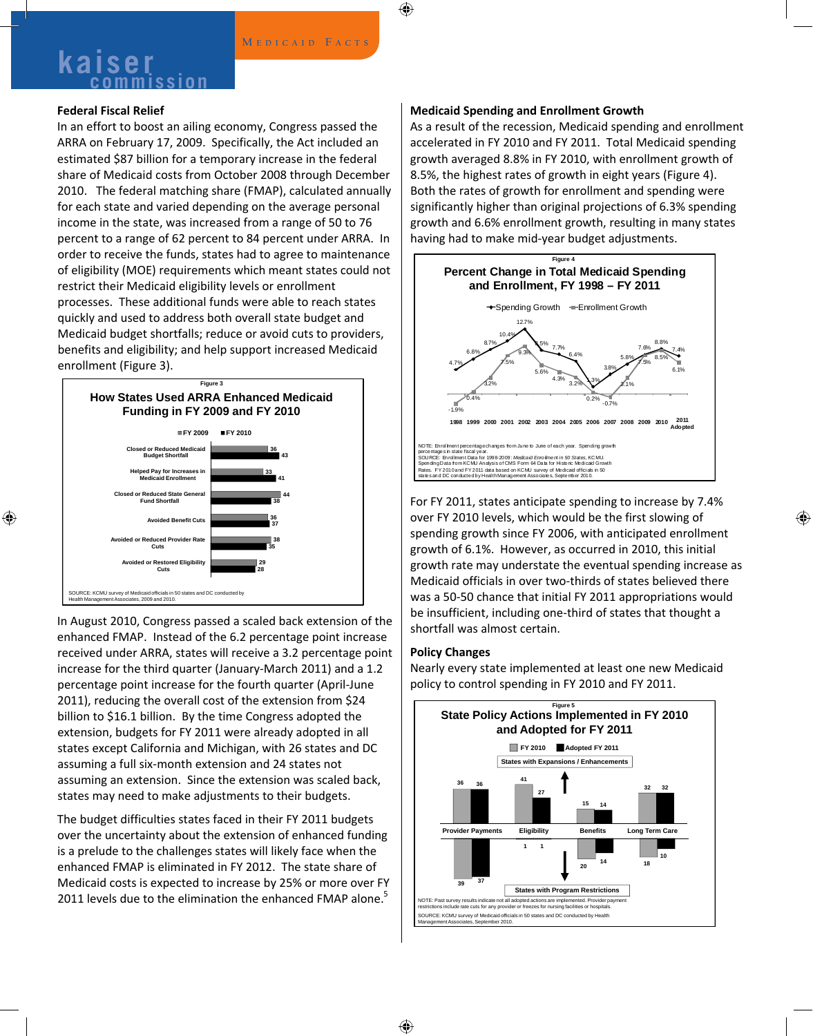## Federal Fiscal Relief

In an effort to boost an ailing economy, Congress passed the ARRA on February 17, 2009. Specifically, the Act included an estimated $87 billion for a temporary increase in the federal share of Medicaid costs from October 2008 through December 2010. The federal matching share (FMAP), calculated annually for each state and varied depending on the average personal income in the state, was increased from a range of 50 to 76 percent to a range of 62 percent to 84 percent under ARRA. In order to receive the funds, states had to agree to maintenance of eligibility (MOE) requirements which meant states could not restrict their Medicaid eligibility levels or enrollment processes. These additional funds were able to reach states quickly and used to address both overall state budget and Medicaid budget shortfalls; reduce or avoid cuts to providers, benefits and eligibility; and help support increased Medicaid enrollment (Figure 3).

Figure 3

**How States Used ARRA Enhanced Medicaid Funding in FY 2009 and FY 2010**

| | FY 2009 | FY 2010 |
|---|---|---|
| Closed or Reduced Medicaid Budget Shortfall | 36 | 43 |
| Helped Pay for Increases in Medicaid Enrollment | 33 | 41 |
| Closed or Reduced State General Fund Shortfall | 44 | 38 |
| Avoided Benefit Cuts | 36 | 37 |
| Avoided or Reduced Provider Rate Cuts | 38 | 35 |
| Avoided or Restored Eligibility Cuts | 29 | 28 |

SOURCE: KCMU survey of Medicaid officials in 50 states and DC conducted by Health Management Associates, 2009 and 2010.

In August 2010, Congress passed a scaled back extension of the enhanced FMAP. Instead of the 6.2 percentage point increase received under ARRA, states will receive a 3.2 percentage point increase for the third quarter (January-March 2011) and a 1.2 percentage point increase for the fourth quarter (April-June 2011), reducing the overall cost of the extension from $24 billion to $16.1 billion. By the time Congress adopted the extension, budgets for FY 2011 were already adopted in all states except California and Michigan, with 26 states and DC assuming a full six-month extension and 24 states not assuming an extension. Since the extension was scaled back, states may need to make adjustments to their budgets.

The budget difficulties states faced in their FY 2011 budgets over the uncertainty about the extension of enhanced funding is a prelude to the challenges states will likely face when the enhanced FMAP is eliminated in FY 2012. The state share of Medicaid costs is expected to increase by 25% or more over FY 2011 levels due to the elimination the enhanced FMAP alone.[5]

## Medicaid Spending and Enrollment Growth

As a result of the recession, Medicaid spending and enrollment accelerated in FY 2010 and FY 2011. Total Medicaid spending growth averaged 8.8% in FY 2010, with enrollment growth of 8.5%, the highest rates of growth in eight years (Figure 4). Both the rates of growth for enrollment and spending were significantly higher than original projections of 6.3% spending growth and 6.6% enrollment growth, resulting in many states having had to make mid-year budget adjustments.

Figure 4

**Percent Change in Total Medicaid Spending and Enrollment, FY 1998 – FY 2011**

| | 1998 | 1999 | 2000 | 2001 | 2002 | 2003 | 2004 | 2005 | 2006 | 2007 | 2008 | 2009 | 2010 | 2011 Adopted |
|---|---|---|---|---|---|---|---|---|---|---|---|---|---|---|
| Spending Growth | 4.7% | 6.8% | 8.7% | 10.4% | 12.7% | 9.5% | 7.7% | 6.4% | 1.3% | 3.8% | 5.8% | 7.6% | 8.8% | 7.4% |
| Enrollment Growth | -1.9% | 0.4% | 3.2% | 7.5% | 9.3% | 5.6% | 4.3% | 3.2% | 0.2% | -0.7% | 3.1% | 7.5% | 8.5% | 6.1% |

NOTE: Enrollment percentage changes from June to June of each year. Spending growth percentages in state fiscal year.
SOURCE: Enrollment Data for 1998-2009: *Medicaid Enrollment in 50 States*, KCMU. Spending Data from KCMU Analysis of CMS Form 64 Data for Historic Medicaid Growth Rates. FY 2010 and FY 2011 data based on KCMU survey of Medicaid officials in 50 states and DC conducted by Health Management Associates, September 2010.

For FY 2011, states anticipate spending to increase by 7.4% over FY 2010 levels, which would be the first slowing of spending growth since FY 2006, with anticipated enrollment growth of 6.1%. However, as occurred in 2010, this initial growth rate may understate the eventual spending increase as Medicaid officials in over two-thirds of states believed there was a 50-50 chance that initial FY 2011 appropriations would be insufficient, including one-third of states that thought a shortfall was almost certain.

## Policy Changes

Nearly every state implemented at least one new Medicaid policy to control spending in FY 2010 and FY 2011.

Figure 5

**State Policy Actions Implemented in FY 2010 and Adopted for FY 2011**

| | Provider Payments | | Eligibility | | Benefits | | Long Term Care | |
|---|---|---|---|---|---|---|---|---|
| | FY 2010 | Adopted FY 2011 | FY 2010 | Adopted FY 2011 | FY 2010 | Adopted FY 2011 | FY 2010 | Adopted FY 2011 |
| States with Expansions / Enhancements | 36 | 36 | 41 | 27 | 15 | 14 | 32 | 32 |
| States with Program Restrictions | 39 | 37 | 1 | 1 | 20 | 14 | 18 | 10 |

NOTE: Past survey results indicate not all adopted actions are implemented. Provider payment restrictions include rate cuts for any provider or freezes for nursing facilities or hospitals.
SOURCE: KCMU survey of Medicaid officials in 50 states and DC conducted by Health Management Associates, September 2010.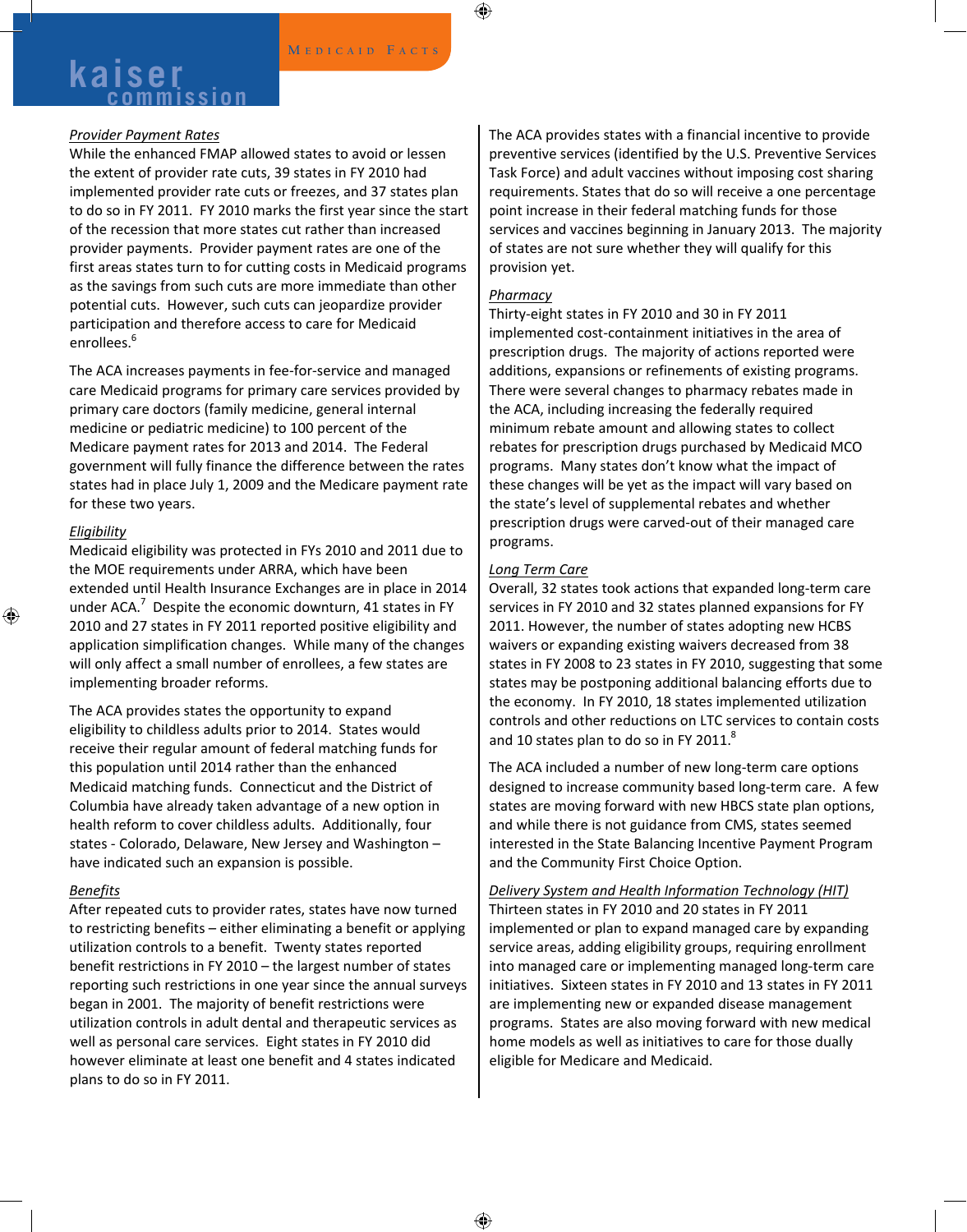*Provider Payment Rates*

While the enhanced FMAP allowed states to avoid or lessen the extent of provider rate cuts, 39 states in FY 2010 had implemented provider rate cuts or freezes, and 37 states plan to do so in FY 2011. FY 2010 marks the first year since the start of the recession that more states cut rather than increased provider payments. Provider payment rates are one of the first areas states turn to for cutting costs in Medicaid programs as the savings from such cuts are more immediate than other potential cuts. However, such cuts can jeopardize provider participation and therefore access to care for Medicaid enrollees.[6]

The ACA increases payments in fee-for-service and managed care Medicaid programs for primary care services provided by primary care doctors (family medicine, general internal medicine or pediatric medicine) to 100 percent of the Medicare payment rates for 2013 and 2014. The Federal government will fully finance the difference between the rates states had in place July 1, 2009 and the Medicare payment rate for these two years.

*Eligibility*

Medicaid eligibility was protected in FYs 2010 and 2011 due to the MOE requirements under ARRA, which have been extended until Health Insurance Exchanges are in place in 2014 under ACA.[7] Despite the economic downturn, 41 states in FY 2010 and 27 states in FY 2011 reported positive eligibility and application simplification changes. While many of the changes will only affect a small number of enrollees, a few states are implementing broader reforms.

The ACA provides states the opportunity to expand eligibility to childless adults prior to 2014. States would receive their regular amount of federal matching funds for this population until 2014 rather than the enhanced Medicaid matching funds. Connecticut and the District of Columbia have already taken advantage of a new option in health reform to cover childless adults. Additionally, four states - Colorado, Delaware, New Jersey and Washington – have indicated such an expansion is possible.

*Benefits*

After repeated cuts to provider rates, states have now turned to restricting benefits – either eliminating a benefit or applying utilization controls to a benefit. Twenty states reported benefit restrictions in FY 2010 – the largest number of states reporting such restrictions in one year since the annual surveys began in 2001. The majority of benefit restrictions were utilization controls in adult dental and therapeutic services as well as personal care services. Eight states in FY 2010 did however eliminate at least one benefit and 4 states indicated plans to do so in FY 2011.

The ACA provides states with a financial incentive to provide preventive services (identified by the U.S. Preventive Services Task Force) and adult vaccines without imposing cost sharing requirements. States that do so will receive a one percentage point increase in their federal matching funds for those services and vaccines beginning in January 2013. The majority of states are not sure whether they will qualify for this provision yet.

*Pharmacy*

Thirty-eight states in FY 2010 and 30 in FY 2011 implemented cost-containment initiatives in the area of prescription drugs. The majority of actions reported were additions, expansions or refinements of existing programs. There were several changes to pharmacy rebates made in the ACA, including increasing the federally required minimum rebate amount and allowing states to collect rebates for prescription drugs purchased by Medicaid MCO programs. Many states don't know what the impact of these changes will be yet as the impact will vary based on the state's level of supplemental rebates and whether prescription drugs were carved-out of their managed care programs.

*Long Term Care*

Overall, 32 states took actions that expanded long-term care services in FY 2010 and 32 states planned expansions for FY 2011. However, the number of states adopting new HCBS waivers or expanding existing waivers decreased from 38 states in FY 2008 to 23 states in FY 2010, suggesting that some states may be postponing additional balancing efforts due to the economy. In FY 2010, 18 states implemented utilization controls and other reductions on LTC services to contain costs and 10 states plan to do so in FY 2011.[8]

The ACA included a number of new long-term care options designed to increase community based long-term care. A few states are moving forward with new HBCS state plan options, and while there is not guidance from CMS, states seemed interested in the State Balancing Incentive Payment Program and the Community First Choice Option.

*Delivery System and Health Information Technology (HIT)*

Thirteen states in FY 2010 and 20 states in FY 2011 implemented or plan to expand managed care by expanding service areas, adding eligibility groups, requiring enrollment into managed care or implementing managed long-term care initiatives. Sixteen states in FY 2010 and 13 states in FY 2011 are implementing new or expanded disease management programs. States are also moving forward with new medical home models as well as initiatives to care for those dually eligible for Medicare and Medicaid.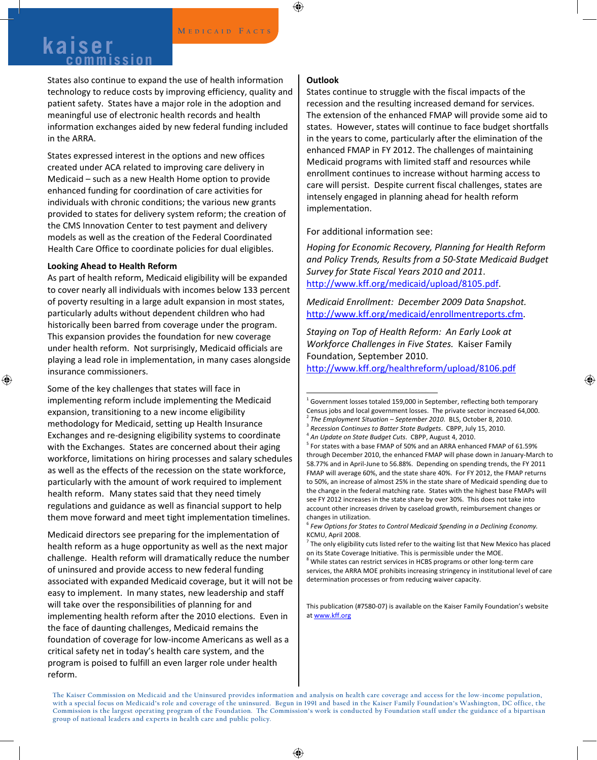States also continue to expand the use of health information technology to reduce costs by improving efficiency, quality and patient safety. States have a major role in the adoption and meaningful use of electronic health records and health information exchanges aided by new federal funding included in the ARRA.

States expressed interest in the options and new offices created under ACA related to improving care delivery in Medicaid – such as a new Health Home option to provide enhanced funding for coordination of care activities for individuals with chronic conditions; the various new grants provided to states for delivery system reform; the creation of the CMS Innovation Center to test payment and delivery models as well as the creation of the Federal Coordinated Health Care Office to coordinate policies for dual eligibles.

**Looking Ahead to Health Reform**

As part of health reform, Medicaid eligibility will be expanded to cover nearly all individuals with incomes below 133 percent of poverty resulting in a large adult expansion in most states, particularly adults without dependent children who had historically been barred from coverage under the program. This expansion provides the foundation for new coverage under health reform. Not surprisingly, Medicaid officials are playing a lead role in implementation, in many cases alongside insurance commissioners.

Some of the key challenges that states will face in implementing reform include implementing the Medicaid expansion, transitioning to a new income eligibility methodology for Medicaid, setting up Health Insurance Exchanges and re-designing eligibility systems to coordinate with the Exchanges. States are concerned about their aging workforce, limitations on hiring processes and salary schedules as well as the effects of the recession on the state workforce, particularly with the amount of work required to implement health reform. Many states said that they need timely regulations and guidance as well as financial support to help them move forward and meet tight implementation timelines.

Medicaid directors see preparing for the implementation of health reform as a huge opportunity as well as the next major challenge. Health reform will dramatically reduce the number of uninsured and provide access to new federal funding associated with expanded Medicaid coverage, but it will not be easy to implement. In many states, new leadership and staff will take over the responsibilities of planning for and implementing health reform after the 2010 elections. Even in the face of daunting challenges, Medicaid remains the foundation of coverage for low-income Americans as well as a critical safety net in today's health care system, and the program is poised to fulfill an even larger role under health reform.

**Outlook**

States continue to struggle with the fiscal impacts of the recession and the resulting increased demand for services. The extension of the enhanced FMAP will provide some aid to states. However, states will continue to face budget shortfalls in the years to come, particularly after the elimination of the enhanced FMAP in FY 2012. The challenges of maintaining Medicaid programs with limited staff and resources while enrollment continues to increase without harming access to care will persist. Despite current fiscal challenges, states are intensely engaged in planning ahead for health reform implementation.

For additional information see:

*Hoping for Economic Recovery, Planning for Health Reform and Policy Trends, Results from a 50-State Medicaid Budget Survey for State Fiscal Years 2010 and 2011*. http://www.kff.org/medicaid/upload/8105.pdf.

*Medicaid Enrollment: December 2009 Data Snapshot.* http://www.kff.org/medicaid/enrollmentreports.cfm.

*Staying on Top of Health Reform: An Early Look at Workforce Challenges in Five States.* Kaiser Family Foundation, September 2010. http://www.kff.org/healthreform/upload/8106.pdf

---

[1] Government losses totaled 159,000 in September, reflecting both temporary Census jobs and local government losses. The private sector increased 64,000.

[2] *The Employment Situation – September 2010.* BLS, October 8, 2010.

[3] *Recession Continues to Batter State Budgets*. CBPP, July 15, 2010.

[4] *An Update on State Budget Cuts*. CBPP, August 4, 2010.

[5] For states with a base FMAP of 50% and an ARRA enhanced FMAP of 61.59% through December 2010, the enhanced FMAP will phase down in January-March to 58.77% and in April-June to 56.88%. Depending on spending trends, the FY 2011 FMAP will average 60%, and the state share 40%. For FY 2012, the FMAP returns to 50%, an increase of almost 25% in the state share of Medicaid spending due to the change in the federal matching rate. States with the highest base FMAPs will see FY 2012 increases in the state share by over 30%. This does not take into account other increases driven by caseload growth, reimbursement changes or changes in utilization.

[6] *Few Options for States to Control Medicaid Spending in a Declining Economy.* KCMU, April 2008.

[7] The only eligibility cuts listed refer to the waiting list that New Mexico has placed on its State Coverage Initiative. This is permissible under the MOE.

[8] While states can restrict services in HCBS programs or other long-term care services, the ARRA MOE prohibits increasing stringency in institutional level of care determination processes or from reducing waiver capacity.

This publication (#7580-07) is available on the Kaiser Family Foundation's website at www.kff.org

The Kaiser Commission on Medicaid and the Uninsured provides information and analysis on health care coverage and access for the low-income population, with a special focus on Medicaid's role and coverage of the uninsured. Begun in 1991 and based in the Kaiser Family Foundation's Washington, DC office, the Commission is the largest operating program of the Foundation. The Commission's work is conducted by Foundation staff under the guidance of a bipartisan group of national leaders and experts in health care and public policy.